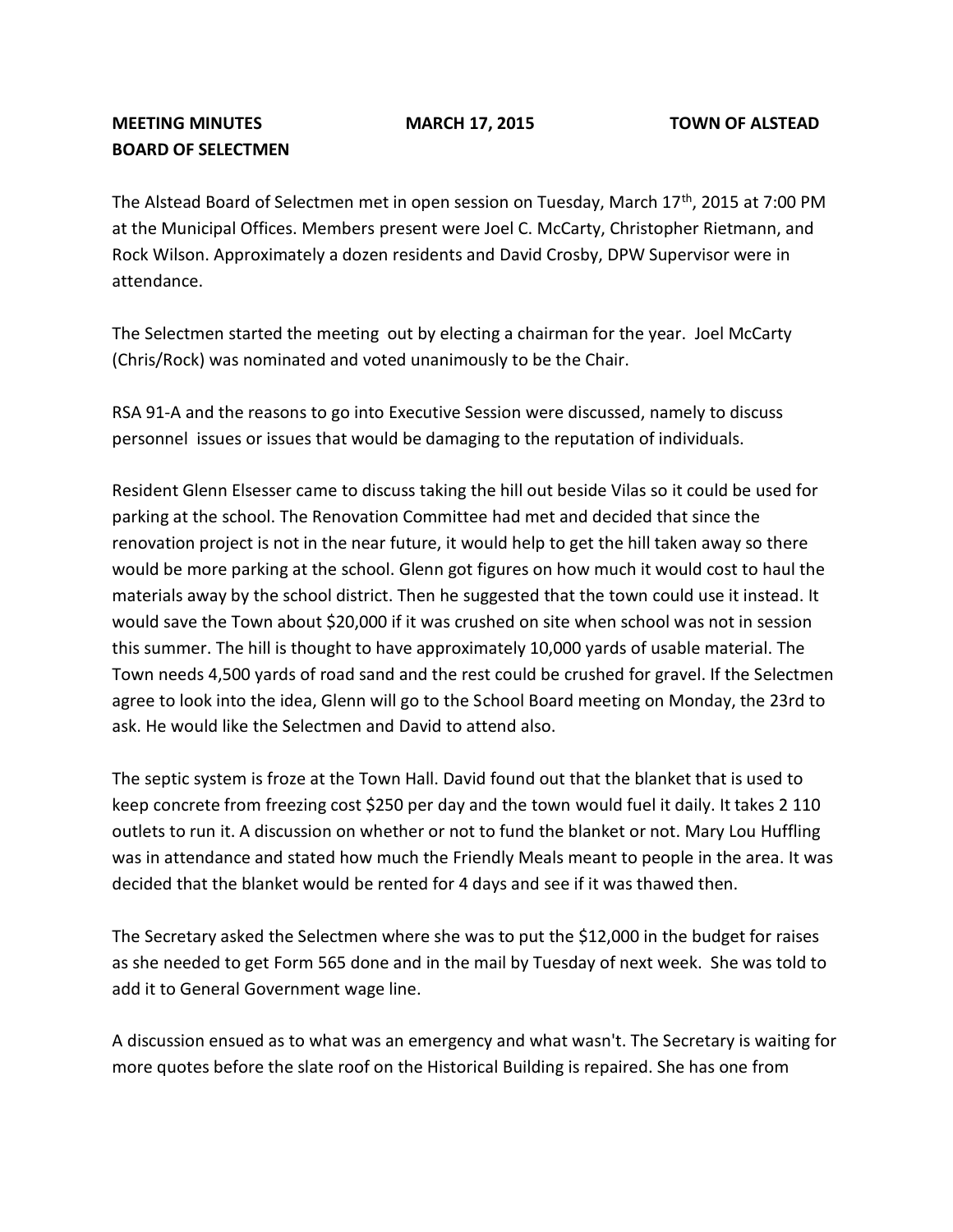**MEETING MINUTES** **MARCH 17, 2015** **TOWN OF ALSTEAD**
**BOARD OF SELECTMEN**

The Alstead Board of Selectmen met in open session on Tuesday, March 17th, 2015 at 7:00 PM at the Municipal Offices. Members present were Joel C. McCarty, Christopher Rietmann, and Rock Wilson. Approximately a dozen residents and David Crosby, DPW Supervisor were in attendance.

The Selectmen started the meeting out by electing a chairman for the year. Joel McCarty (Chris/Rock) was nominated and voted unanimously to be the Chair.

RSA 91-A and the reasons to go into Executive Session were discussed, namely to discuss personnel issues or issues that would be damaging to the reputation of individuals.

Resident Glenn Elsesser came to discuss taking the hill out beside Vilas so it could be used for parking at the school. The Renovation Committee had met and decided that since the renovation project is not in the near future, it would help to get the hill taken away so there would be more parking at the school. Glenn got figures on how much it would cost to haul the materials away by the school district. Then he suggested that the town could use it instead. It would save the Town about $20,000 if it was crushed on site when school was not in session this summer. The hill is thought to have approximately 10,000 yards of usable material. The Town needs 4,500 yards of road sand and the rest could be crushed for gravel. If the Selectmen agree to look into the idea, Glenn will go to the School Board meeting on Monday, the 23rd to ask. He would like the Selectmen and David to attend also.

The septic system is froze at the Town Hall. David found out that the blanket that is used to keep concrete from freezing cost $250 per day and the town would fuel it daily. It takes 2 110 outlets to run it. A discussion on whether or not to fund the blanket or not. Mary Lou Huffling was in attendance and stated how much the Friendly Meals meant to people in the area. It was decided that the blanket would be rented for 4 days and see if it was thawed then.

The Secretary asked the Selectmen where she was to put the $12,000 in the budget for raises as she needed to get Form 565 done and in the mail by Tuesday of next week. She was told to add it to General Government wage line.

A discussion ensued as to what was an emergency and what wasn't. The Secretary is waiting for more quotes before the slate roof on the Historical Building is repaired. She has one from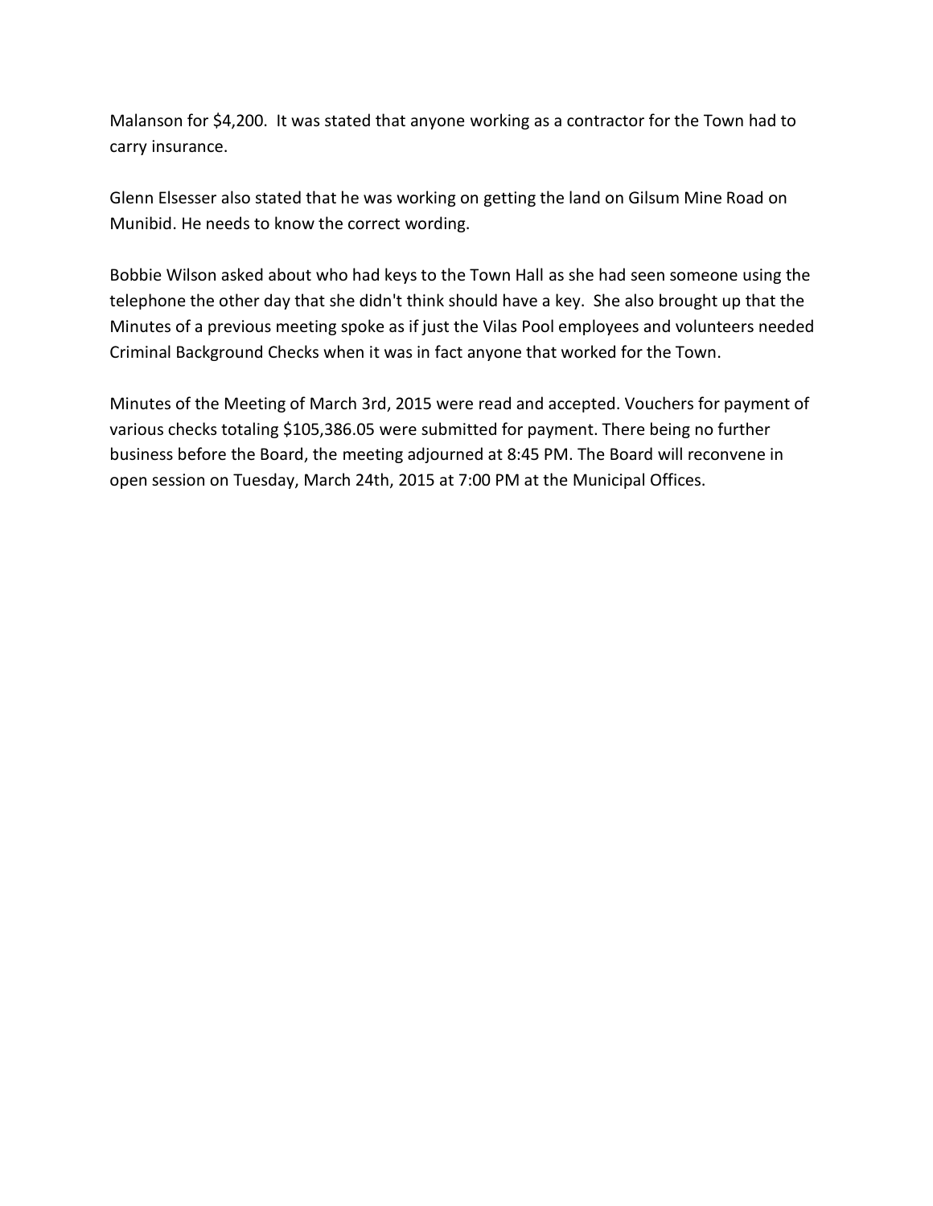Malanson for $4,200. It was stated that anyone working as a contractor for the Town had to carry insurance.

Glenn Elsesser also stated that he was working on getting the land on Gilsum Mine Road on Munibid. He needs to know the correct wording.

Bobbie Wilson asked about who had keys to the Town Hall as she had seen someone using the telephone the other day that she didn't think should have a key. She also brought up that the Minutes of a previous meeting spoke as if just the Vilas Pool employees and volunteers needed Criminal Background Checks when it was in fact anyone that worked for the Town.

Minutes of the Meeting of March 3rd, 2015 were read and accepted. Vouchers for payment of various checks totaling $105,386.05 were submitted for payment. There being no further business before the Board, the meeting adjourned at 8:45 PM. The Board will reconvene in open session on Tuesday, March 24th, 2015 at 7:00 PM at the Municipal Offices.